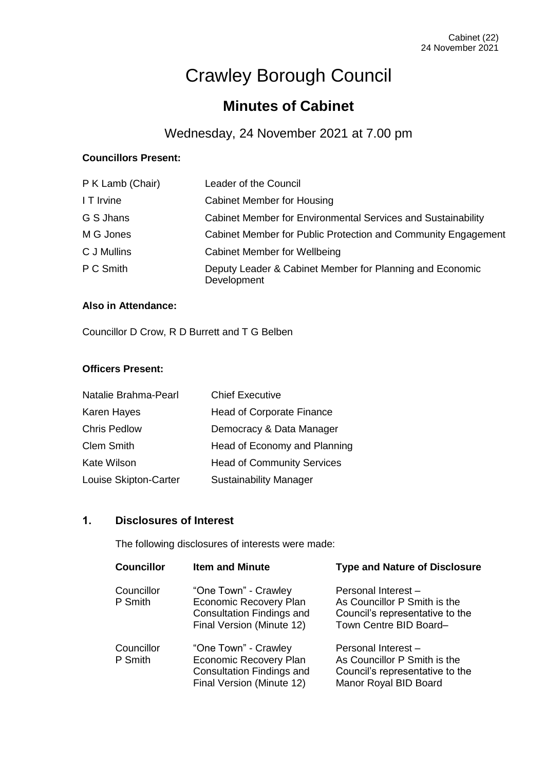# Crawley Borough Council

## Minutes of Cabinet

Wednesday, 24 November 2021 at 7.00 pm

**Councillors Present:**

| | |
|---|---|
| P K Lamb (Chair) | Leader of the Council |
| I T Irvine | Cabinet Member for Housing |
| G S Jhans | Cabinet Member for Environmental Services and Sustainability |
| M G Jones | Cabinet Member for Public Protection and Community Engagement |
| C J Mullins | Cabinet Member for Wellbeing |
| P C Smith | Deputy Leader & Cabinet Member for Planning and Economic Development |

**Also in Attendance:**

Councillor D Crow, R D Burrett and T G Belben

**Officers Present:**

| | |
|---|---|
| Natalie Brahma-Pearl | Chief Executive |
| Karen Hayes | Head of Corporate Finance |
| Chris Pedlow | Democracy & Data Manager |
| Clem Smith | Head of Economy and Planning |
| Kate Wilson | Head of Community Services |
| Louise Skipton-Carter | Sustainability Manager |

### 1. Disclosures of Interest

The following disclosures of interests were made:

| Councillor | Item and Minute | Type and Nature of Disclosure |
|---|---|---|
| Councillor P Smith | "One Town" - Crawley Economic Recovery Plan Consultation Findings and Final Version (Minute 12) | Personal Interest – As Councillor P Smith is the Council's representative to the Town Centre BID Board– |
| Councillor P Smith | "One Town" - Crawley Economic Recovery Plan Consultation Findings and Final Version (Minute 12) | Personal Interest – As Councillor P Smith is the Council's representative to the Manor Royal BID Board |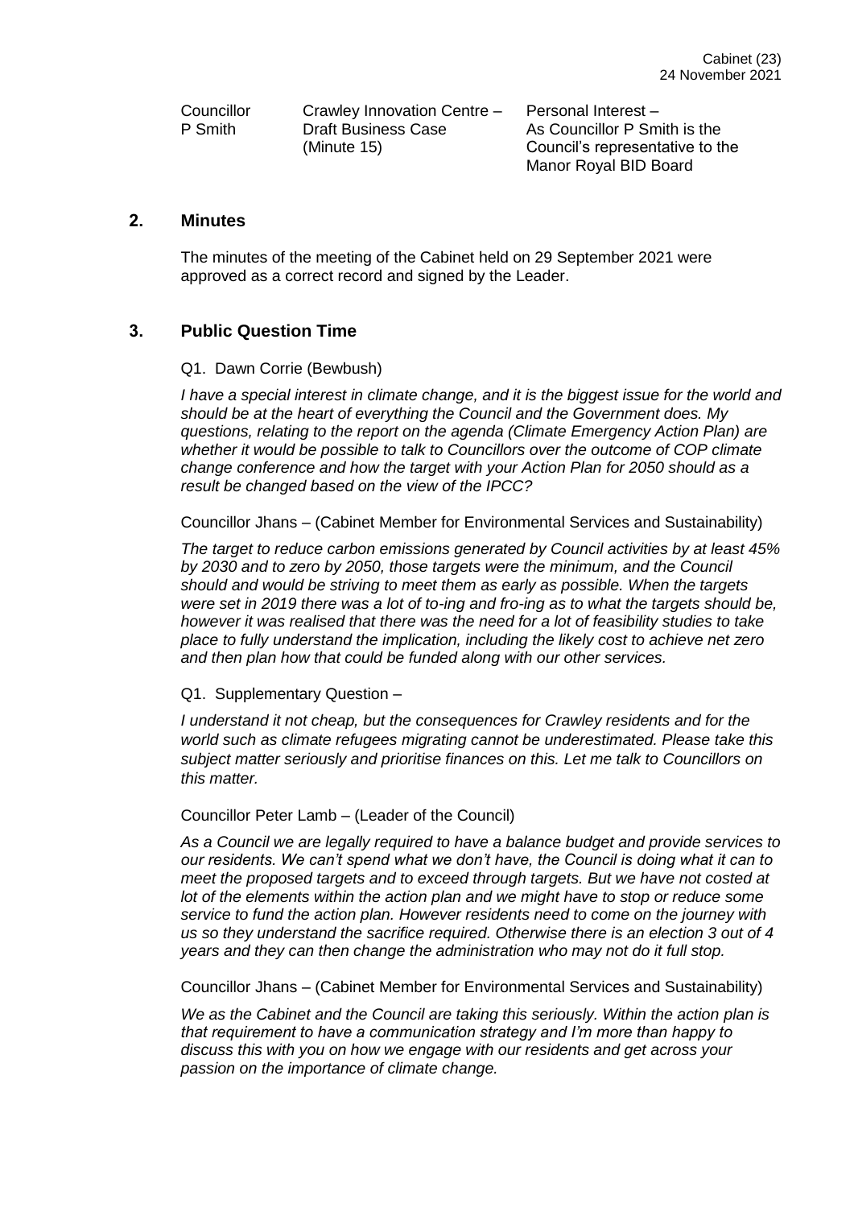| Councillor P Smith | Crawley Innovation Centre – Draft Business Case (Minute 15) | Personal Interest – As Councillor P Smith is the Council's representative to the Manor Royal BID Board |
|---|---|---|

## 2. Minutes

The minutes of the meeting of the Cabinet held on 29 September 2021 were approved as a correct record and signed by the Leader.

## 3. Public Question Time

Q1. Dawn Corrie (Bewbush)

*I have a special interest in climate change, and it is the biggest issue for the world and should be at the heart of everything the Council and the Government does. My questions, relating to the report on the agenda (Climate Emergency Action Plan) are whether it would be possible to talk to Councillors over the outcome of COP climate change conference and how the target with your Action Plan for 2050 should as a result be changed based on the view of the IPCC?*

Councillor Jhans – (Cabinet Member for Environmental Services and Sustainability)

*The target to reduce carbon emissions generated by Council activities by at least 45% by 2030 and to zero by 2050, those targets were the minimum, and the Council should and would be striving to meet them as early as possible. When the targets were set in 2019 there was a lot of to-ing and fro-ing as to what the targets should be, however it was realised that there was the need for a lot of feasibility studies to take place to fully understand the implication, including the likely cost to achieve net zero and then plan how that could be funded along with our other services.*

Q1. Supplementary Question –

*I understand it not cheap, but the consequences for Crawley residents and for the world such as climate refugees migrating cannot be underestimated. Please take this subject matter seriously and prioritise finances on this. Let me talk to Councillors on this matter.*

Councillor Peter Lamb – (Leader of the Council)

*As a Council we are legally required to have a balance budget and provide services to our residents. We can't spend what we don't have, the Council is doing what it can to meet the proposed targets and to exceed through targets. But we have not costed at lot of the elements within the action plan and we might have to stop or reduce some service to fund the action plan. However residents need to come on the journey with us so they understand the sacrifice required. Otherwise there is an election 3 out of 4 years and they can then change the administration who may not do it full stop.*

Councillor Jhans – (Cabinet Member for Environmental Services and Sustainability)

*We as the Cabinet and the Council are taking this seriously. Within the action plan is that requirement to have a communication strategy and I'm more than happy to discuss this with you on how we engage with our residents and get across your passion on the importance of climate change.*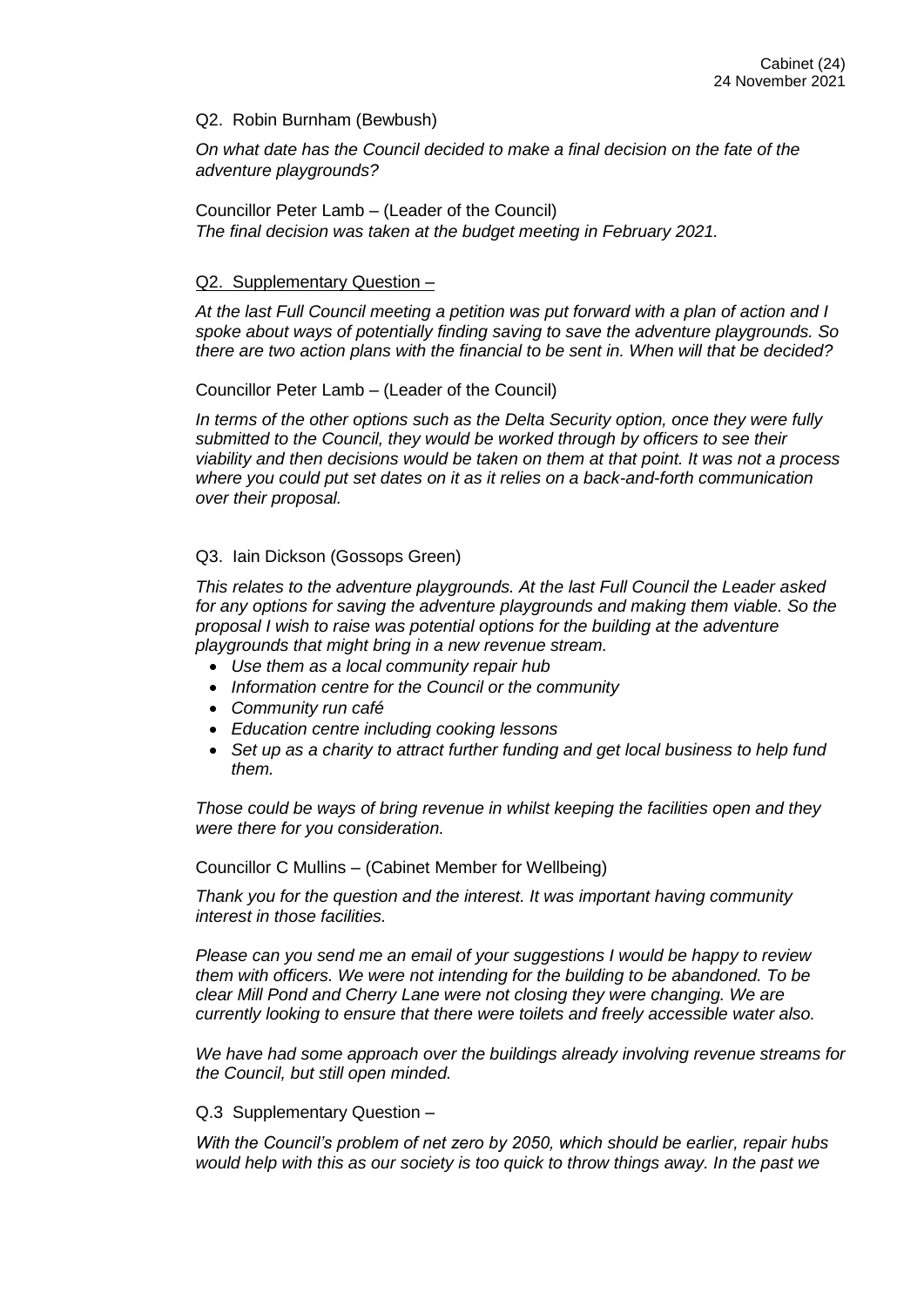Q2. Robin Burnham (Bewbush)

*On what date has the Council decided to make a final decision on the fate of the adventure playgrounds?*

Councillor Peter Lamb – (Leader of the Council)
*The final decision was taken at the budget meeting in February 2021.*

Q2. Supplementary Question –

*At the last Full Council meeting a petition was put forward with a plan of action and I spoke about ways of potentially finding saving to save the adventure playgrounds. So there are two action plans with the financial to be sent in. When will that be decided?*

Councillor Peter Lamb – (Leader of the Council)

*In terms of the other options such as the Delta Security option, once they were fully submitted to the Council, they would be worked through by officers to see their viability and then decisions would be taken on them at that point. It was not a process where you could put set dates on it as it relies on a back-and-forth communication over their proposal.*

Q3. Iain Dickson (Gossops Green)

*This relates to the adventure playgrounds. At the last Full Council the Leader asked for any options for saving the adventure playgrounds and making them viable. So the proposal I wish to raise was potential options for the building at the adventure playgrounds that might bring in a new revenue stream.*

- *Use them as a local community repair hub*
- *Information centre for the Council or the community*
- *Community run café*
- *Education centre including cooking lessons*
- *Set up as a charity to attract further funding and get local business to help fund them.*

*Those could be ways of bring revenue in whilst keeping the facilities open and they were there for you consideration.*

Councillor C Mullins – (Cabinet Member for Wellbeing)

*Thank you for the question and the interest. It was important having community interest in those facilities.*

*Please can you send me an email of your suggestions I would be happy to review them with officers. We were not intending for the building to be abandoned. To be clear Mill Pond and Cherry Lane were not closing they were changing. We are currently looking to ensure that there were toilets and freely accessible water also.*

*We have had some approach over the buildings already involving revenue streams for the Council, but still open minded.*

Q.3 Supplementary Question –

*With the Council's problem of net zero by 2050, which should be earlier, repair hubs would help with this as our society is too quick to throw things away. In the past we*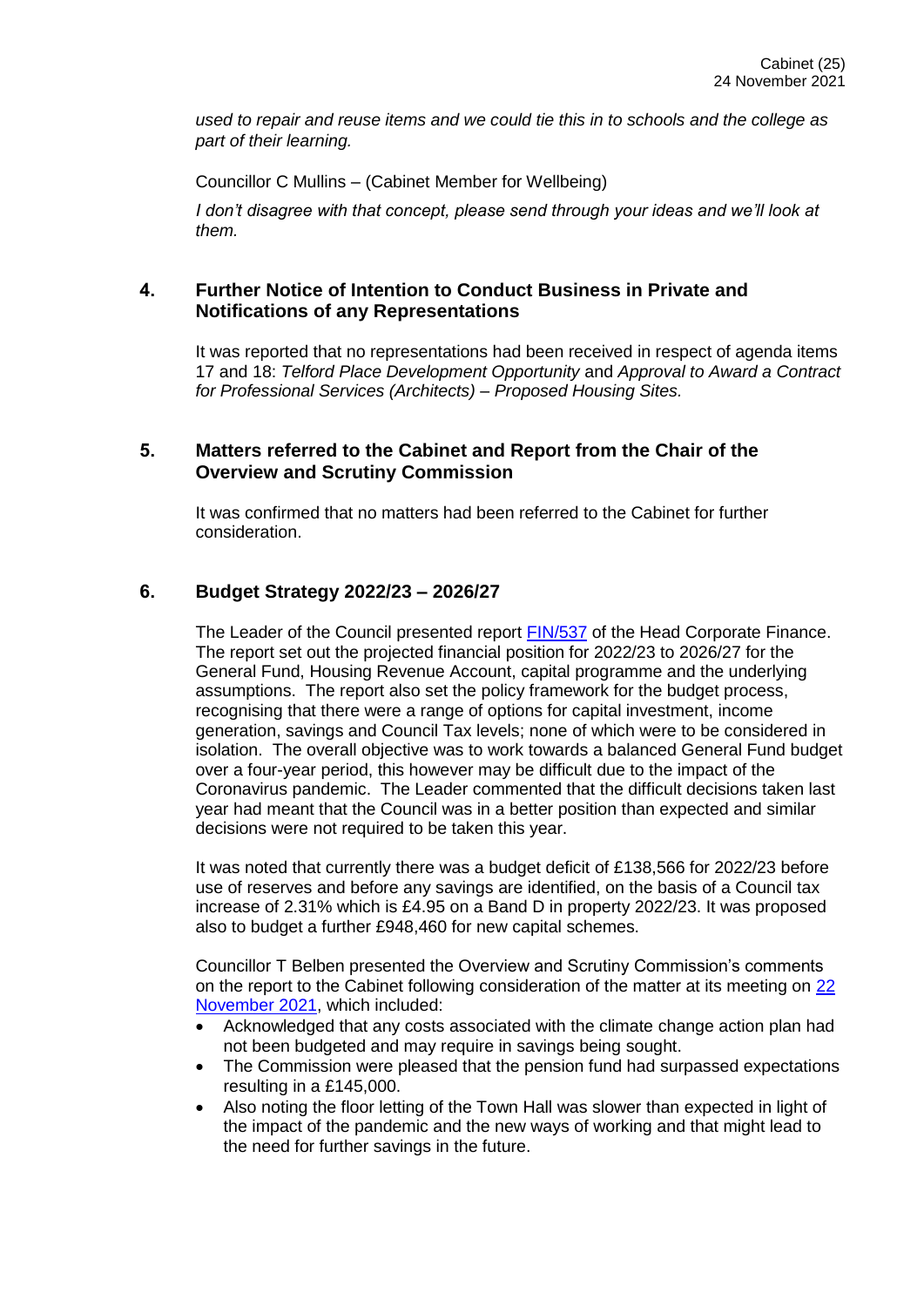*used to repair and reuse items and we could tie this in to schools and the college as part of their learning.*

Councillor C Mullins – (Cabinet Member for Wellbeing)

*I don't disagree with that concept, please send through your ideas and we'll look at them.*

## 4. Further Notice of Intention to Conduct Business in Private and Notifications of any Representations

It was reported that no representations had been received in respect of agenda items 17 and 18: *Telford Place Development Opportunity* and *Approval to Award a Contract for Professional Services (Architects) – Proposed Housing Sites.*

## 5. Matters referred to the Cabinet and Report from the Chair of the Overview and Scrutiny Commission

It was confirmed that no matters had been referred to the Cabinet for further consideration.

## 6. Budget Strategy 2022/23 – 2026/27

The Leader of the Council presented report FIN/537 of the Head Corporate Finance. The report set out the projected financial position for 2022/23 to 2026/27 for the General Fund, Housing Revenue Account, capital programme and the underlying assumptions. The report also set the policy framework for the budget process, recognising that there were a range of options for capital investment, income generation, savings and Council Tax levels; none of which were to be considered in isolation. The overall objective was to work towards a balanced General Fund budget over a four-year period, this however may be difficult due to the impact of the Coronavirus pandemic. The Leader commented that the difficult decisions taken last year had meant that the Council was in a better position than expected and similar decisions were not required to be taken this year.

It was noted that currently there was a budget deficit of £138,566 for 2022/23 before use of reserves and before any savings are identified, on the basis of a Council tax increase of 2.31% which is £4.95 on a Band D in property 2022/23. It was proposed also to budget a further £948,460 for new capital schemes.

Councillor T Belben presented the Overview and Scrutiny Commission's comments on the report to the Cabinet following consideration of the matter at its meeting on 22 November 2021, which included:

- Acknowledged that any costs associated with the climate change action plan had not been budgeted and may require in savings being sought.
- The Commission were pleased that the pension fund had surpassed expectations resulting in a £145,000.
- Also noting the floor letting of the Town Hall was slower than expected in light of the impact of the pandemic and the new ways of working and that might lead to the need for further savings in the future.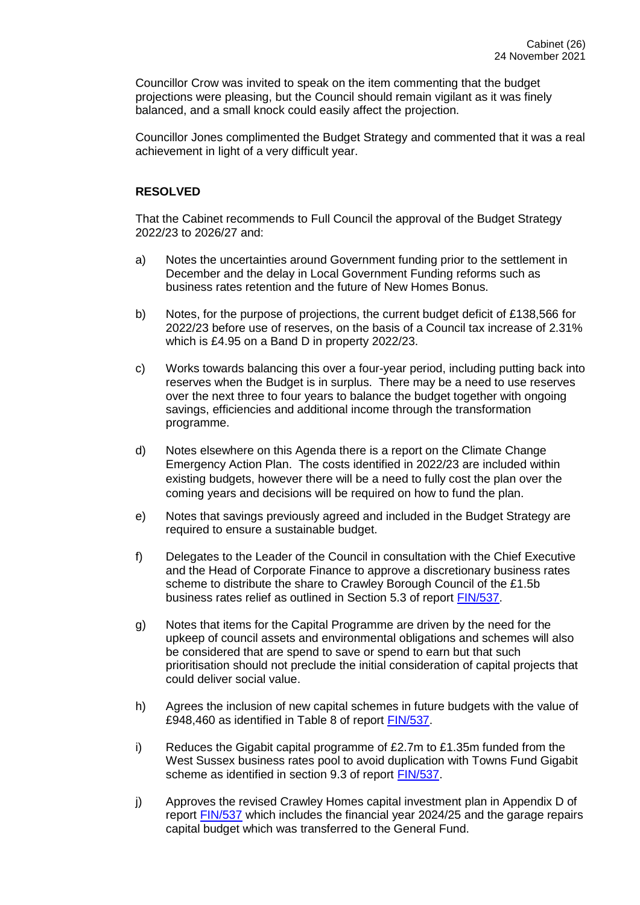Councillor Crow was invited to speak on the item commenting that the budget projections were pleasing, but the Council should remain vigilant as it was finely balanced, and a small knock could easily affect the projection.

Councillor Jones complimented the Budget Strategy and commented that it was a real achievement in light of a very difficult year.

**RESOLVED**

That the Cabinet recommends to Full Council the approval of the Budget Strategy 2022/23 to 2026/27 and:

a) Notes the uncertainties around Government funding prior to the settlement in December and the delay in Local Government Funding reforms such as business rates retention and the future of New Homes Bonus.

b) Notes, for the purpose of projections, the current budget deficit of £138,566 for 2022/23 before use of reserves, on the basis of a Council tax increase of 2.31% which is £4.95 on a Band D in property 2022/23.

c) Works towards balancing this over a four-year period, including putting back into reserves when the Budget is in surplus. There may be a need to use reserves over the next three to four years to balance the budget together with ongoing savings, efficiencies and additional income through the transformation programme.

d) Notes elsewhere on this Agenda there is a report on the Climate Change Emergency Action Plan. The costs identified in 2022/23 are included within existing budgets, however there will be a need to fully cost the plan over the coming years and decisions will be required on how to fund the plan.

e) Notes that savings previously agreed and included in the Budget Strategy are required to ensure a sustainable budget.

f) Delegates to the Leader of the Council in consultation with the Chief Executive and the Head of Corporate Finance to approve a discretionary business rates scheme to distribute the share to Crawley Borough Council of the £1.5b business rates relief as outlined in Section 5.3 of report FIN/537.

g) Notes that items for the Capital Programme are driven by the need for the upkeep of council assets and environmental obligations and schemes will also be considered that are spend to save or spend to earn but that such prioritisation should not preclude the initial consideration of capital projects that could deliver social value.

h) Agrees the inclusion of new capital schemes in future budgets with the value of £948,460 as identified in Table 8 of report FIN/537.

i) Reduces the Gigabit capital programme of £2.7m to £1.35m funded from the West Sussex business rates pool to avoid duplication with Towns Fund Gigabit scheme as identified in section 9.3 of report FIN/537.

j) Approves the revised Crawley Homes capital investment plan in Appendix D of report FIN/537 which includes the financial year 2024/25 and the garage repairs capital budget which was transferred to the General Fund.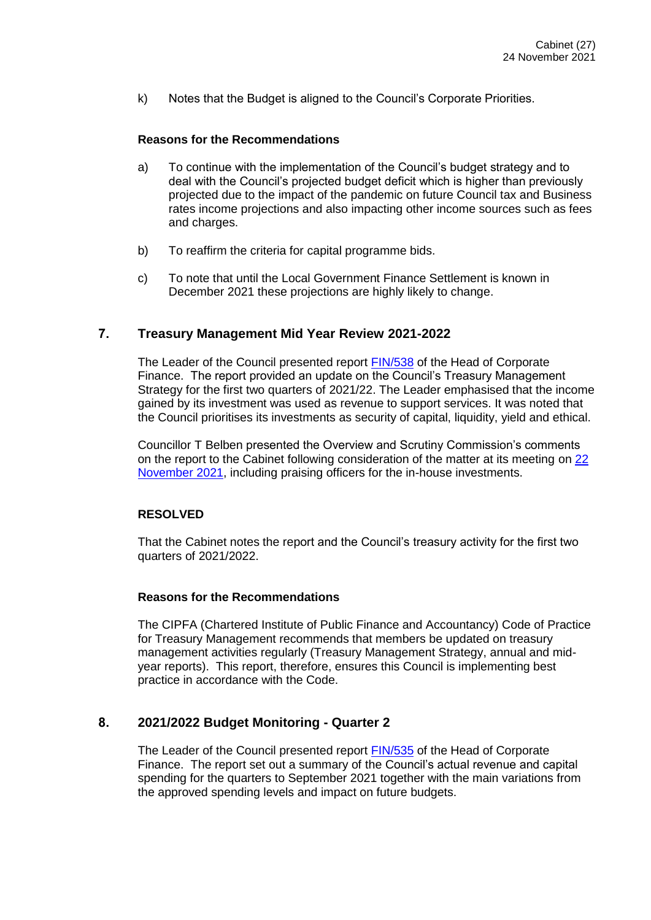k) Notes that the Budget is aligned to the Council's Corporate Priorities.

**Reasons for the Recommendations**

a) To continue with the implementation of the Council's budget strategy and to deal with the Council's projected budget deficit which is higher than previously projected due to the impact of the pandemic on future Council tax and Business rates income projections and also impacting other income sources such as fees and charges.

b) To reaffirm the criteria for capital programme bids.

c) To note that until the Local Government Finance Settlement is known in December 2021 these projections are highly likely to change.

## 7. Treasury Management Mid Year Review 2021-2022

The Leader of the Council presented report FIN/538 of the Head of Corporate Finance. The report provided an update on the Council's Treasury Management Strategy for the first two quarters of 2021/22. The Leader emphasised that the income gained by its investment was used as revenue to support services. It was noted that the Council prioritises its investments as security of capital, liquidity, yield and ethical.

Councillor T Belben presented the Overview and Scrutiny Commission's comments on the report to the Cabinet following consideration of the matter at its meeting on 22 November 2021, including praising officers for the in-house investments.

**RESOLVED**

That the Cabinet notes the report and the Council's treasury activity for the first two quarters of 2021/2022.

**Reasons for the Recommendations**

The CIPFA (Chartered Institute of Public Finance and Accountancy) Code of Practice for Treasury Management recommends that members be updated on treasury management activities regularly (Treasury Management Strategy, annual and mid-year reports). This report, therefore, ensures this Council is implementing best practice in accordance with the Code.

## 8. 2021/2022 Budget Monitoring - Quarter 2

The Leader of the Council presented report FIN/535 of the Head of Corporate Finance. The report set out a summary of the Council's actual revenue and capital spending for the quarters to September 2021 together with the main variations from the approved spending levels and impact on future budgets.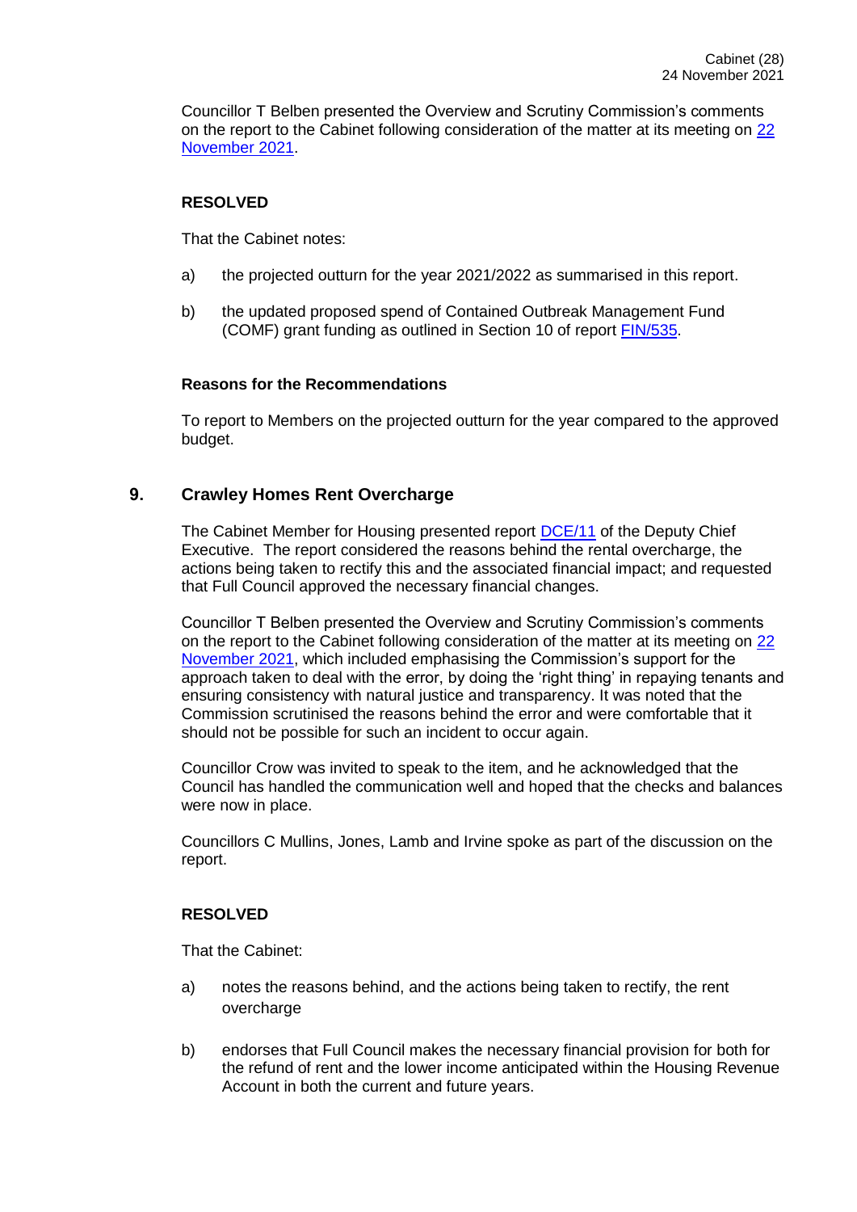Councillor T Belben presented the Overview and Scrutiny Commission's comments on the report to the Cabinet following consideration of the matter at its meeting on 22 November 2021.

**RESOLVED**

That the Cabinet notes:

a) the projected outturn for the year 2021/2022 as summarised in this report.

b) the updated proposed spend of Contained Outbreak Management Fund (COMF) grant funding as outlined in Section 10 of report FIN/535.

**Reasons for the Recommendations**

To report to Members on the projected outturn for the year compared to the approved budget.

## 9. Crawley Homes Rent Overcharge

The Cabinet Member for Housing presented report DCE/11 of the Deputy Chief Executive. The report considered the reasons behind the rental overcharge, the actions being taken to rectify this and the associated financial impact; and requested that Full Council approved the necessary financial changes.

Councillor T Belben presented the Overview and Scrutiny Commission's comments on the report to the Cabinet following consideration of the matter at its meeting on 22 November 2021, which included emphasising the Commission's support for the approach taken to deal with the error, by doing the 'right thing' in repaying tenants and ensuring consistency with natural justice and transparency. It was noted that the Commission scrutinised the reasons behind the error and were comfortable that it should not be possible for such an incident to occur again.

Councillor Crow was invited to speak to the item, and he acknowledged that the Council has handled the communication well and hoped that the checks and balances were now in place.

Councillors C Mullins, Jones, Lamb and Irvine spoke as part of the discussion on the report.

**RESOLVED**

That the Cabinet:

a) notes the reasons behind, and the actions being taken to rectify, the rent overcharge

b) endorses that Full Council makes the necessary financial provision for both for the refund of rent and the lower income anticipated within the Housing Revenue Account in both the current and future years.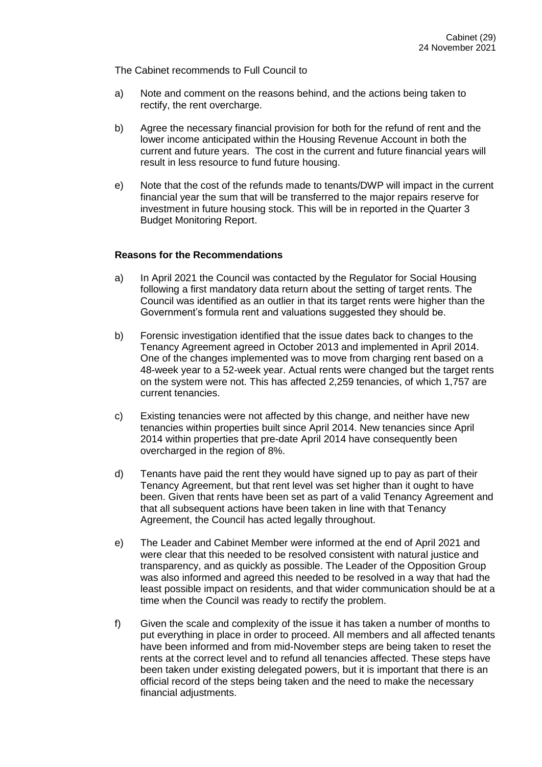The Cabinet recommends to Full Council to

a) Note and comment on the reasons behind, and the actions being taken to rectify, the rent overcharge.

b) Agree the necessary financial provision for both for the refund of rent and the lower income anticipated within the Housing Revenue Account in both the current and future years. The cost in the current and future financial years will result in less resource to fund future housing.

e) Note that the cost of the refunds made to tenants/DWP will impact in the current financial year the sum that will be transferred to the major repairs reserve for investment in future housing stock. This will be in reported in the Quarter 3 Budget Monitoring Report.

**Reasons for the Recommendations**

a) In April 2021 the Council was contacted by the Regulator for Social Housing following a first mandatory data return about the setting of target rents. The Council was identified as an outlier in that its target rents were higher than the Government's formula rent and valuations suggested they should be.

b) Forensic investigation identified that the issue dates back to changes to the Tenancy Agreement agreed in October 2013 and implemented in April 2014. One of the changes implemented was to move from charging rent based on a 48-week year to a 52-week year. Actual rents were changed but the target rents on the system were not. This has affected 2,259 tenancies, of which 1,757 are current tenancies.

c) Existing tenancies were not affected by this change, and neither have new tenancies within properties built since April 2014. New tenancies since April 2014 within properties that pre-date April 2014 have consequently been overcharged in the region of 8%.

d) Tenants have paid the rent they would have signed up to pay as part of their Tenancy Agreement, but that rent level was set higher than it ought to have been. Given that rents have been set as part of a valid Tenancy Agreement and that all subsequent actions have been taken in line with that Tenancy Agreement, the Council has acted legally throughout.

e) The Leader and Cabinet Member were informed at the end of April 2021 and were clear that this needed to be resolved consistent with natural justice and transparency, and as quickly as possible. The Leader of the Opposition Group was also informed and agreed this needed to be resolved in a way that had the least possible impact on residents, and that wider communication should be at a time when the Council was ready to rectify the problem.

f) Given the scale and complexity of the issue it has taken a number of months to put everything in place in order to proceed. All members and all affected tenants have been informed and from mid-November steps are being taken to reset the rents at the correct level and to refund all tenancies affected. These steps have been taken under existing delegated powers, but it is important that there is an official record of the steps being taken and the need to make the necessary financial adjustments.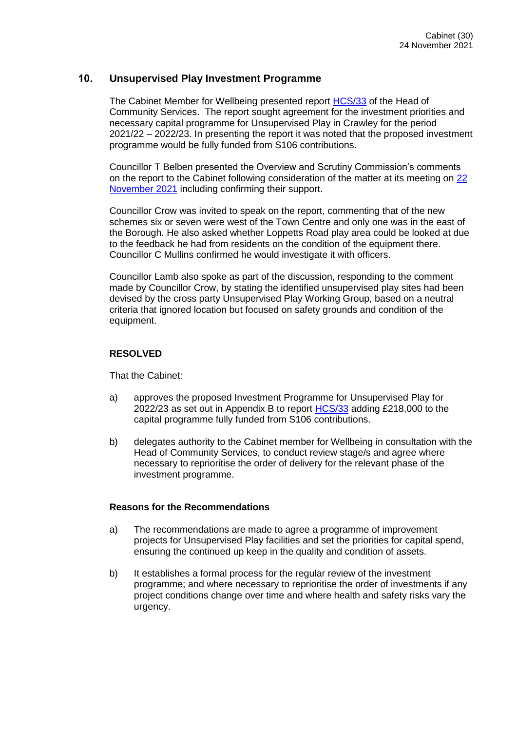## 10. Unsupervised Play Investment Programme

The Cabinet Member for Wellbeing presented report HCS/33 of the Head of Community Services. The report sought agreement for the investment priorities and necessary capital programme for Unsupervised Play in Crawley for the period 2021/22 – 2022/23. In presenting the report it was noted that the proposed investment programme would be fully funded from S106 contributions.

Councillor T Belben presented the Overview and Scrutiny Commission's comments on the report to the Cabinet following consideration of the matter at its meeting on 22 November 2021 including confirming their support.

Councillor Crow was invited to speak on the report, commenting that of the new schemes six or seven were west of the Town Centre and only one was in the east of the Borough. He also asked whether Loppetts Road play area could be looked at due to the feedback he had from residents on the condition of the equipment there. Councillor C Mullins confirmed he would investigate it with officers.

Councillor Lamb also spoke as part of the discussion, responding to the comment made by Councillor Crow, by stating the identified unsupervised play sites had been devised by the cross party Unsupervised Play Working Group, based on a neutral criteria that ignored location but focused on safety grounds and condition of the equipment.

**RESOLVED**

That the Cabinet:

a) approves the proposed Investment Programme for Unsupervised Play for 2022/23 as set out in Appendix B to report HCS/33 adding £218,000 to the capital programme fully funded from S106 contributions.

b) delegates authority to the Cabinet member for Wellbeing in consultation with the Head of Community Services, to conduct review stage/s and agree where necessary to reprioritise the order of delivery for the relevant phase of the investment programme.

**Reasons for the Recommendations**

a) The recommendations are made to agree a programme of improvement projects for Unsupervised Play facilities and set the priorities for capital spend, ensuring the continued up keep in the quality and condition of assets.

b) It establishes a formal process for the regular review of the investment programme; and where necessary to reprioritise the order of investments if any project conditions change over time and where health and safety risks vary the urgency.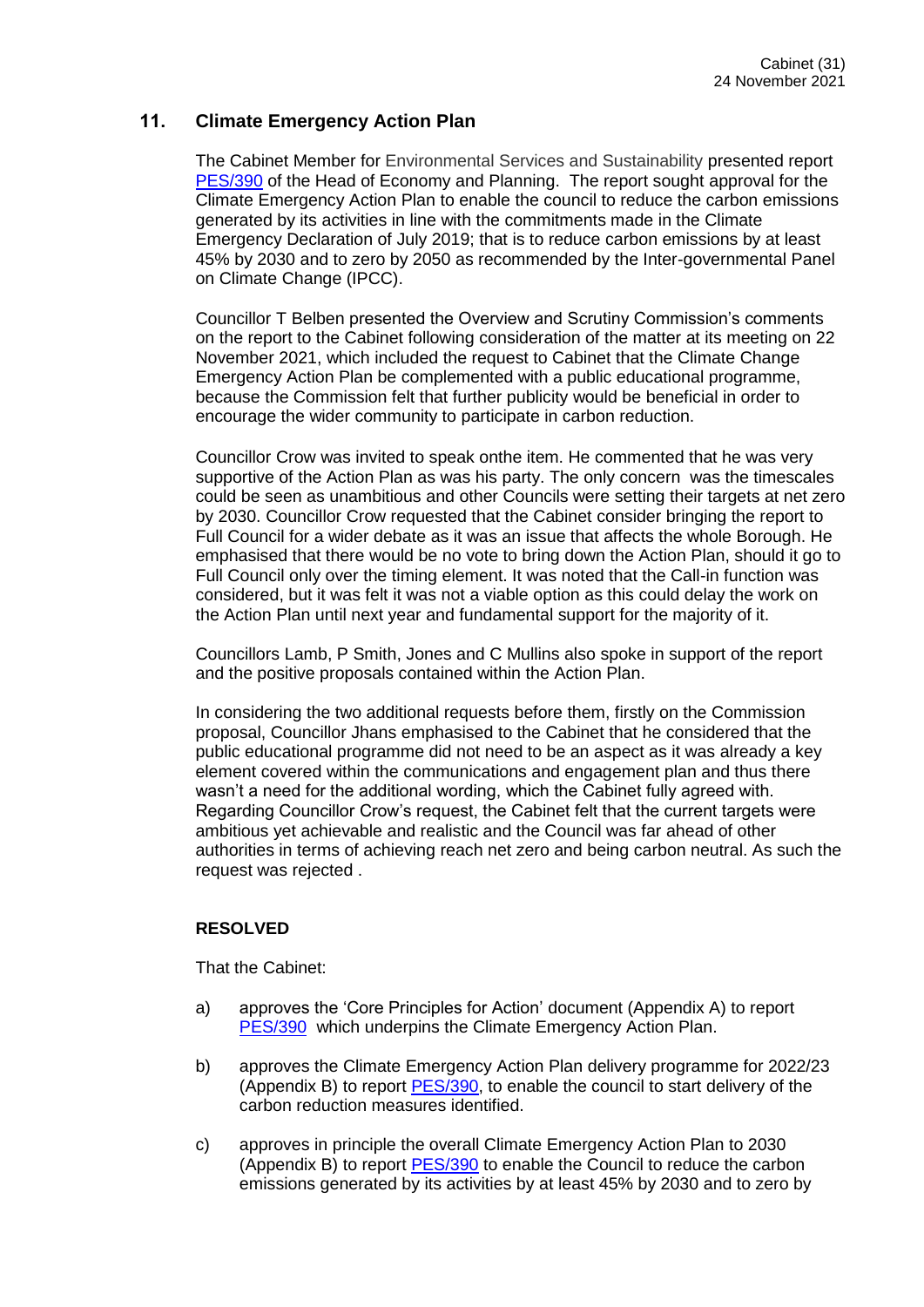## 11. Climate Emergency Action Plan

The Cabinet Member for Environmental Services and Sustainability presented report PES/390 of the Head of Economy and Planning. The report sought approval for the Climate Emergency Action Plan to enable the council to reduce the carbon emissions generated by its activities in line with the commitments made in the Climate Emergency Declaration of July 2019; that is to reduce carbon emissions by at least 45% by 2030 and to zero by 2050 as recommended by the Inter-governmental Panel on Climate Change (IPCC).

Councillor T Belben presented the Overview and Scrutiny Commission's comments on the report to the Cabinet following consideration of the matter at its meeting on 22 November 2021, which included the request to Cabinet that the Climate Change Emergency Action Plan be complemented with a public educational programme, because the Commission felt that further publicity would be beneficial in order to encourage the wider community to participate in carbon reduction.

Councillor Crow was invited to speak onthe item. He commented that he was very supportive of the Action Plan as was his party. The only concern was the timescales could be seen as unambitious and other Councils were setting their targets at net zero by 2030. Councillor Crow requested that the Cabinet consider bringing the report to Full Council for a wider debate as it was an issue that affects the whole Borough. He emphasised that there would be no vote to bring down the Action Plan, should it go to Full Council only over the timing element. It was noted that the Call-in function was considered, but it was felt it was not a viable option as this could delay the work on the Action Plan until next year and fundamental support for the majority of it.

Councillors Lamb, P Smith, Jones and C Mullins also spoke in support of the report and the positive proposals contained within the Action Plan.

In considering the two additional requests before them, firstly on the Commission proposal, Councillor Jhans emphasised to the Cabinet that he considered that the public educational programme did not need to be an aspect as it was already a key element covered within the communications and engagement plan and thus there wasn't a need for the additional wording, which the Cabinet fully agreed with. Regarding Councillor Crow's request, the Cabinet felt that the current targets were ambitious yet achievable and realistic and the Council was far ahead of other authorities in terms of achieving reach net zero and being carbon neutral. As such the request was rejected .

**RESOLVED**

That the Cabinet:

a) approves the 'Core Principles for Action' document (Appendix A) to report PES/390 which underpins the Climate Emergency Action Plan.

b) approves the Climate Emergency Action Plan delivery programme for 2022/23 (Appendix B) to report PES/390, to enable the council to start delivery of the carbon reduction measures identified.

c) approves in principle the overall Climate Emergency Action Plan to 2030 (Appendix B) to report PES/390 to enable the Council to reduce the carbon emissions generated by its activities by at least 45% by 2030 and to zero by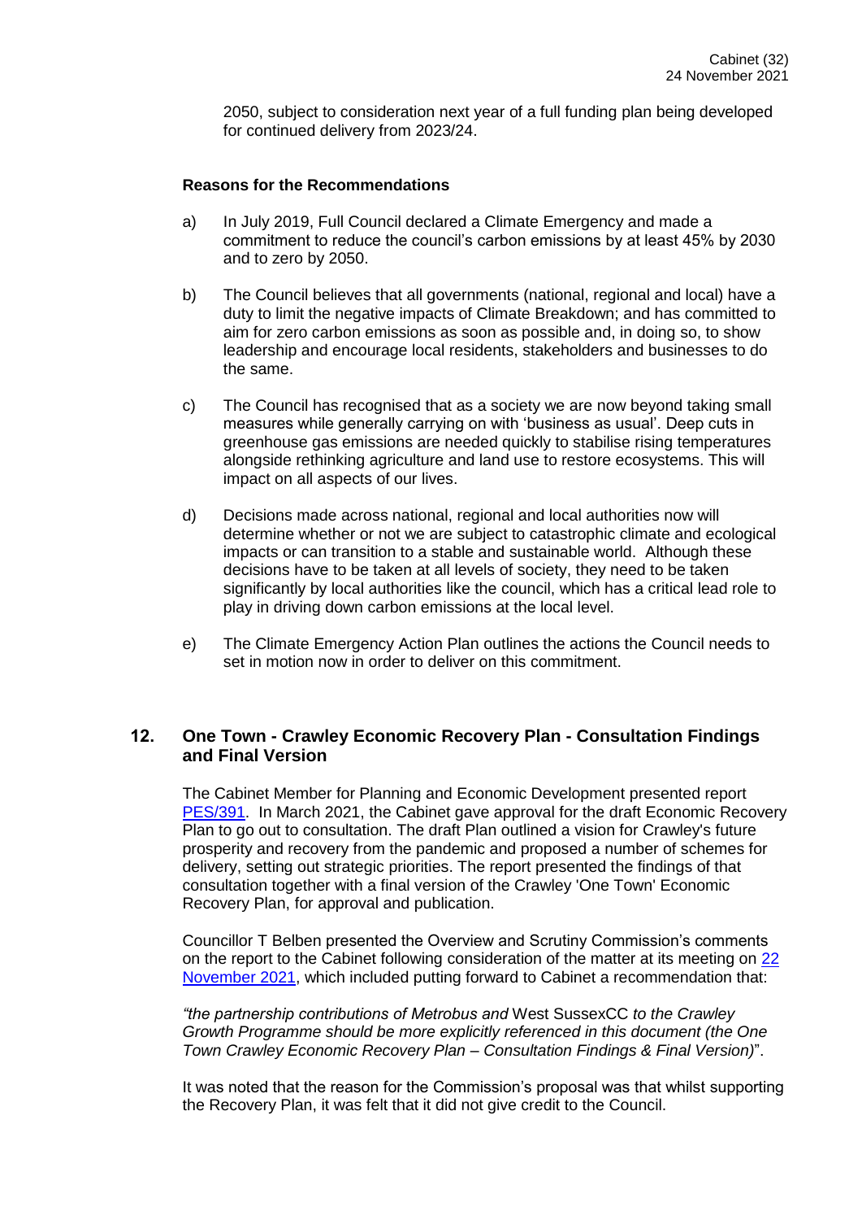2050, subject to consideration next year of a full funding plan being developed for continued delivery from 2023/24.

**Reasons for the Recommendations**

a) In July 2019, Full Council declared a Climate Emergency and made a commitment to reduce the council's carbon emissions by at least 45% by 2030 and to zero by 2050.

b) The Council believes that all governments (national, regional and local) have a duty to limit the negative impacts of Climate Breakdown; and has committed to aim for zero carbon emissions as soon as possible and, in doing so, to show leadership and encourage local residents, stakeholders and businesses to do the same.

c) The Council has recognised that as a society we are now beyond taking small measures while generally carrying on with 'business as usual'. Deep cuts in greenhouse gas emissions are needed quickly to stabilise rising temperatures alongside rethinking agriculture and land use to restore ecosystems. This will impact on all aspects of our lives.

d) Decisions made across national, regional and local authorities now will determine whether or not we are subject to catastrophic climate and ecological impacts or can transition to a stable and sustainable world. Although these decisions have to be taken at all levels of society, they need to be taken significantly by local authorities like the council, which has a critical lead role to play in driving down carbon emissions at the local level.

e) The Climate Emergency Action Plan outlines the actions the Council needs to set in motion now in order to deliver on this commitment.

## 12. One Town - Crawley Economic Recovery Plan - Consultation Findings and Final Version

The Cabinet Member for Planning and Economic Development presented report PES/391. In March 2021, the Cabinet gave approval for the draft Economic Recovery Plan to go out to consultation. The draft Plan outlined a vision for Crawley's future prosperity and recovery from the pandemic and proposed a number of schemes for delivery, setting out strategic priorities. The report presented the findings of that consultation together with a final version of the Crawley 'One Town' Economic Recovery Plan, for approval and publication.

Councillor T Belben presented the Overview and Scrutiny Commission's comments on the report to the Cabinet following consideration of the matter at its meeting on 22 November 2021, which included putting forward to Cabinet a recommendation that:

*"the partnership contributions of Metrobus and* West SussexCC *to the Crawley Growth Programme should be more explicitly referenced in this document (the One Town Crawley Economic Recovery Plan – Consultation Findings & Final Version)*".

It was noted that the reason for the Commission's proposal was that whilst supporting the Recovery Plan, it was felt that it did not give credit to the Council.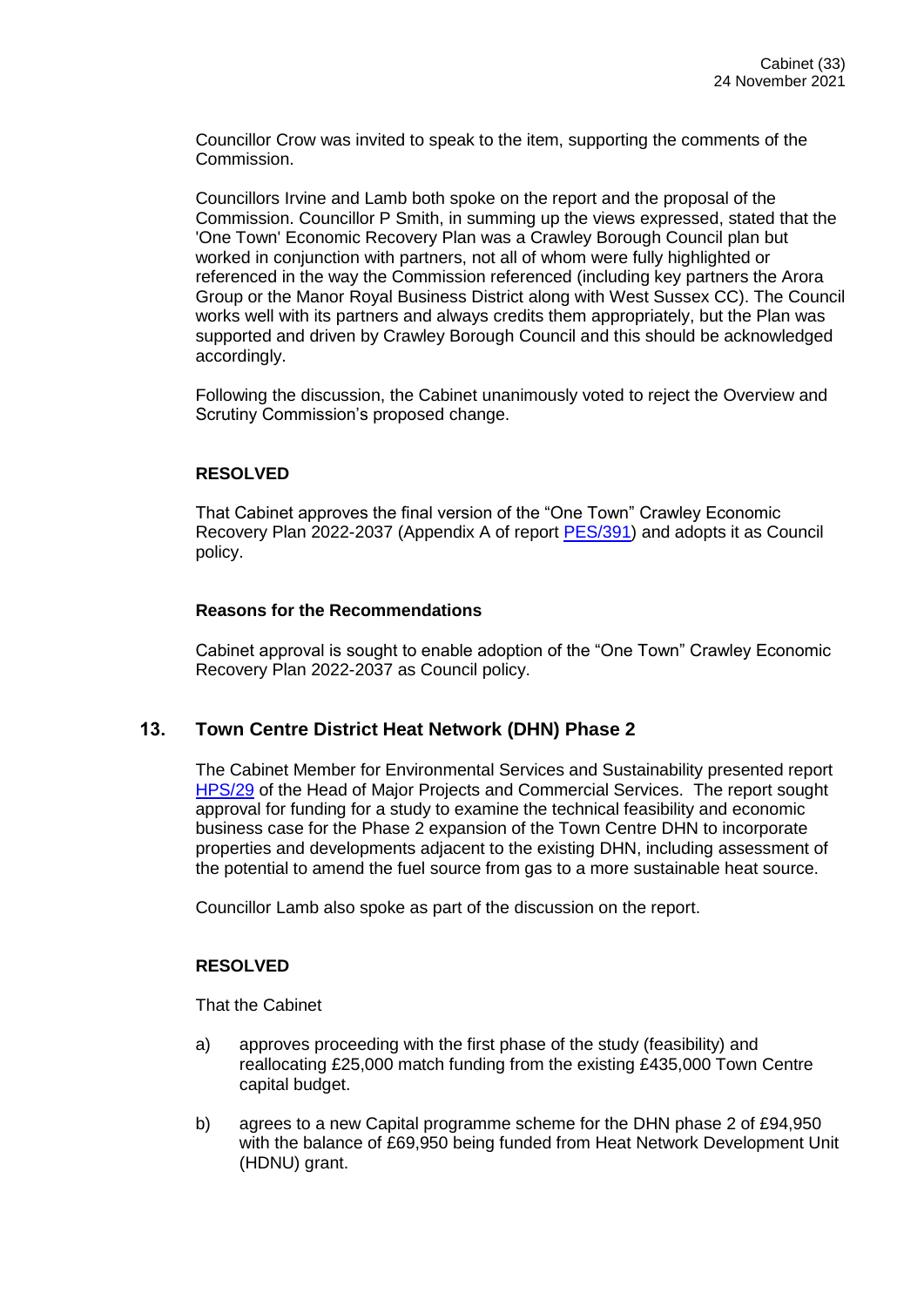Councillor Crow was invited to speak to the item, supporting the comments of the Commission.

Councillors Irvine and Lamb both spoke on the report and the proposal of the Commission. Councillor P Smith, in summing up the views expressed, stated that the 'One Town' Economic Recovery Plan was a Crawley Borough Council plan but worked in conjunction with partners, not all of whom were fully highlighted or referenced in the way the Commission referenced (including key partners the Arora Group or the Manor Royal Business District along with West Sussex CC). The Council works well with its partners and always credits them appropriately, but the Plan was supported and driven by Crawley Borough Council and this should be acknowledged accordingly.

Following the discussion, the Cabinet unanimously voted to reject the Overview and Scrutiny Commission's proposed change.

**RESOLVED**

That Cabinet approves the final version of the "One Town" Crawley Economic Recovery Plan 2022-2037 (Appendix A of report PES/391) and adopts it as Council policy.

**Reasons for the Recommendations**

Cabinet approval is sought to enable adoption of the "One Town" Crawley Economic Recovery Plan 2022-2037 as Council policy.

## 13. Town Centre District Heat Network (DHN) Phase 2

The Cabinet Member for Environmental Services and Sustainability presented report HPS/29 of the Head of Major Projects and Commercial Services. The report sought approval for funding for a study to examine the technical feasibility and economic business case for the Phase 2 expansion of the Town Centre DHN to incorporate properties and developments adjacent to the existing DHN, including assessment of the potential to amend the fuel source from gas to a more sustainable heat source.

Councillor Lamb also spoke as part of the discussion on the report.

**RESOLVED**

That the Cabinet

a) approves proceeding with the first phase of the study (feasibility) and reallocating £25,000 match funding from the existing £435,000 Town Centre capital budget.

b) agrees to a new Capital programme scheme for the DHN phase 2 of £94,950 with the balance of £69,950 being funded from Heat Network Development Unit (HDNU) grant.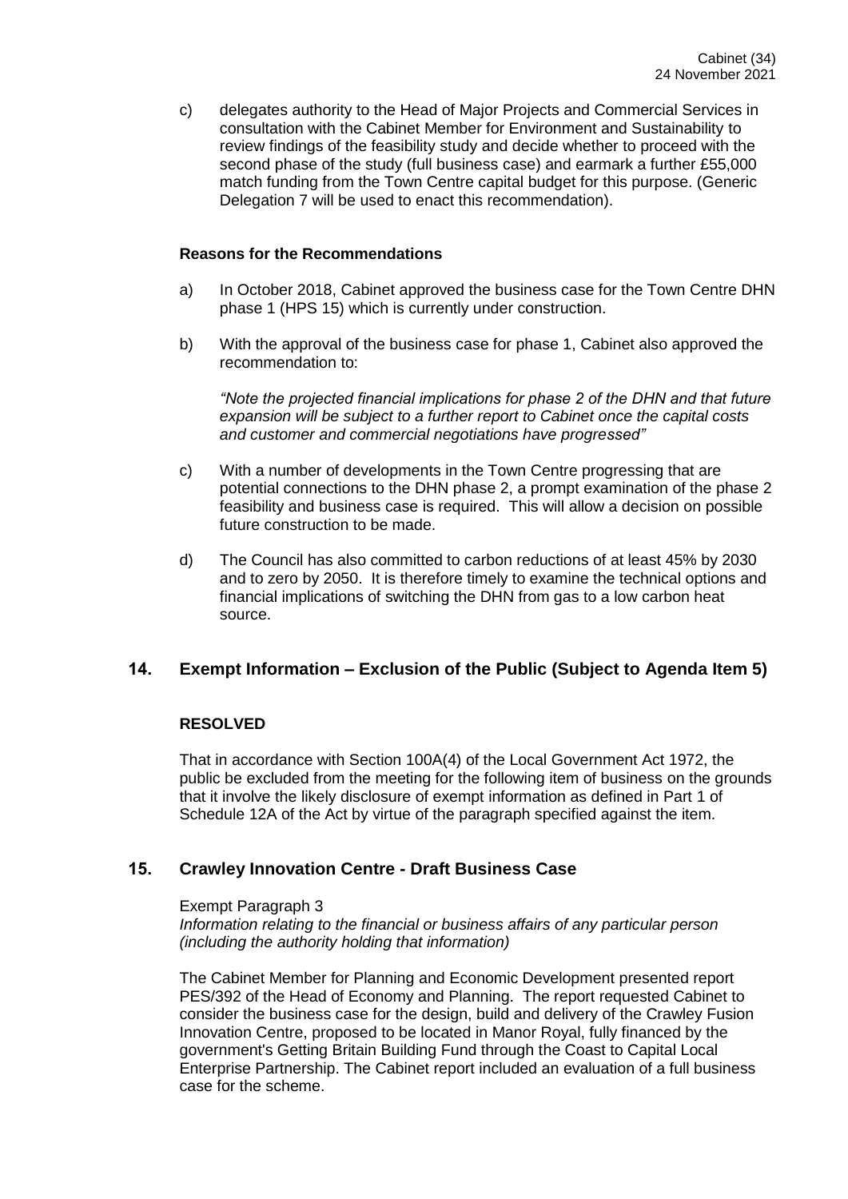c) delegates authority to the Head of Major Projects and Commercial Services in consultation with the Cabinet Member for Environment and Sustainability to review findings of the feasibility study and decide whether to proceed with the second phase of the study (full business case) and earmark a further £55,000 match funding from the Town Centre capital budget for this purpose. (Generic Delegation 7 will be used to enact this recommendation).

**Reasons for the Recommendations**

a) In October 2018, Cabinet approved the business case for the Town Centre DHN phase 1 (HPS 15) which is currently under construction.

b) With the approval of the business case for phase 1, Cabinet also approved the recommendation to:

*"Note the projected financial implications for phase 2 of the DHN and that future expansion will be subject to a further report to Cabinet once the capital costs and customer and commercial negotiations have progressed"*

c) With a number of developments in the Town Centre progressing that are potential connections to the DHN phase 2, a prompt examination of the phase 2 feasibility and business case is required. This will allow a decision on possible future construction to be made.

d) The Council has also committed to carbon reductions of at least 45% by 2030 and to zero by 2050. It is therefore timely to examine the technical options and financial implications of switching the DHN from gas to a low carbon heat source.

## 14. Exempt Information – Exclusion of the Public (Subject to Agenda Item 5)

**RESOLVED**

That in accordance with Section 100A(4) of the Local Government Act 1972, the public be excluded from the meeting for the following item of business on the grounds that it involve the likely disclosure of exempt information as defined in Part 1 of Schedule 12A of the Act by virtue of the paragraph specified against the item.

## 15. Crawley Innovation Centre - Draft Business Case

Exempt Paragraph 3
*Information relating to the financial or business affairs of any particular person (including the authority holding that information)*

The Cabinet Member for Planning and Economic Development presented report PES/392 of the Head of Economy and Planning. The report requested Cabinet to consider the business case for the design, build and delivery of the Crawley Fusion Innovation Centre, proposed to be located in Manor Royal, fully financed by the government's Getting Britain Building Fund through the Coast to Capital Local Enterprise Partnership. The Cabinet report included an evaluation of a full business case for the scheme.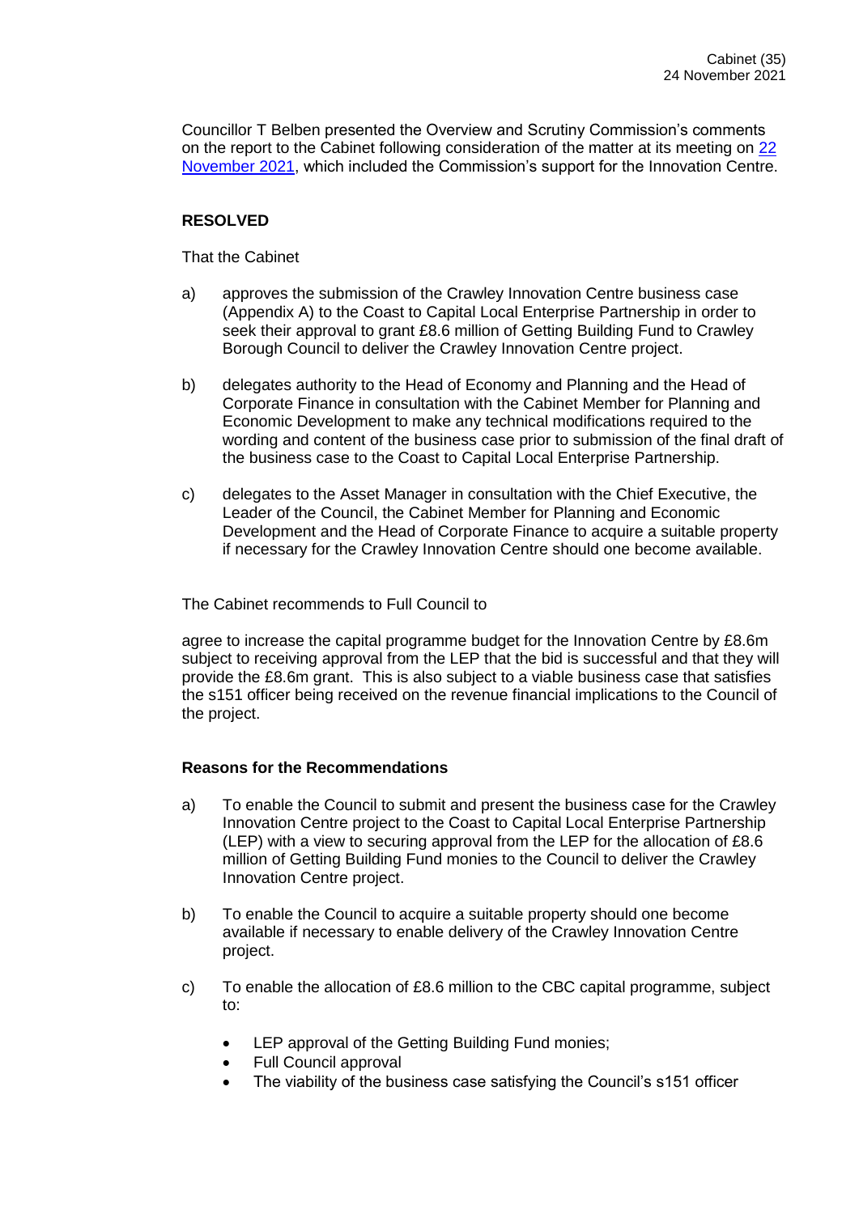Councillor T Belben presented the Overview and Scrutiny Commission's comments on the report to the Cabinet following consideration of the matter at its meeting on [22 November 2021](), which included the Commission's support for the Innovation Centre.

**RESOLVED**

That the Cabinet

a) approves the submission of the Crawley Innovation Centre business case (Appendix A) to the Coast to Capital Local Enterprise Partnership in order to seek their approval to grant £8.6 million of Getting Building Fund to Crawley Borough Council to deliver the Crawley Innovation Centre project.

b) delegates authority to the Head of Economy and Planning and the Head of Corporate Finance in consultation with the Cabinet Member for Planning and Economic Development to make any technical modifications required to the wording and content of the business case prior to submission of the final draft of the business case to the Coast to Capital Local Enterprise Partnership.

c) delegates to the Asset Manager in consultation with the Chief Executive, the Leader of the Council, the Cabinet Member for Planning and Economic Development and the Head of Corporate Finance to acquire a suitable property if necessary for the Crawley Innovation Centre should one become available.

The Cabinet recommends to Full Council to

agree to increase the capital programme budget for the Innovation Centre by £8.6m subject to receiving approval from the LEP that the bid is successful and that they will provide the £8.6m grant. This is also subject to a viable business case that satisfies the s151 officer being received on the revenue financial implications to the Council of the project.

**Reasons for the Recommendations**

a) To enable the Council to submit and present the business case for the Crawley Innovation Centre project to the Coast to Capital Local Enterprise Partnership (LEP) with a view to securing approval from the LEP for the allocation of £8.6 million of Getting Building Fund monies to the Council to deliver the Crawley Innovation Centre project.

b) To enable the Council to acquire a suitable property should one become available if necessary to enable delivery of the Crawley Innovation Centre project.

c) To enable the allocation of £8.6 million to the CBC capital programme, subject to:

- LEP approval of the Getting Building Fund monies;
- Full Council approval
- The viability of the business case satisfying the Council's s151 officer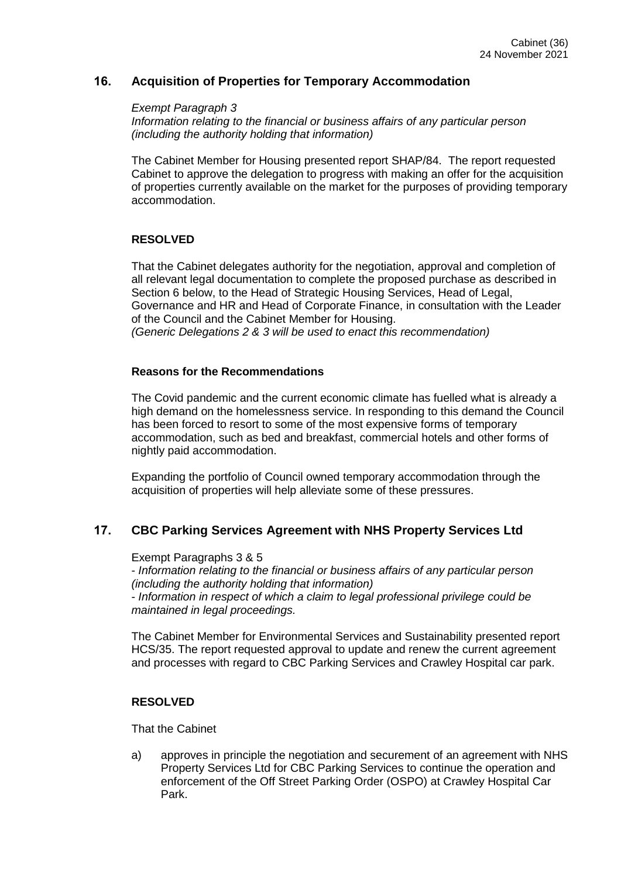## 16. Acquisition of Properties for Temporary Accommodation

*Exempt Paragraph 3*
*Information relating to the financial or business affairs of any particular person (including the authority holding that information)*

The Cabinet Member for Housing presented report SHAP/84. The report requested Cabinet to approve the delegation to progress with making an offer for the acquisition of properties currently available on the market for the purposes of providing temporary accommodation.

**RESOLVED**

That the Cabinet delegates authority for the negotiation, approval and completion of all relevant legal documentation to complete the proposed purchase as described in Section 6 below, to the Head of Strategic Housing Services, Head of Legal, Governance and HR and Head of Corporate Finance, in consultation with the Leader of the Council and the Cabinet Member for Housing.
*(Generic Delegations 2 & 3 will be used to enact this recommendation)*

**Reasons for the Recommendations**

The Covid pandemic and the current economic climate has fuelled what is already a high demand on the homelessness service. In responding to this demand the Council has been forced to resort to some of the most expensive forms of temporary accommodation, such as bed and breakfast, commercial hotels and other forms of nightly paid accommodation.

Expanding the portfolio of Council owned temporary accommodation through the acquisition of properties will help alleviate some of these pressures.

## 17. CBC Parking Services Agreement with NHS Property Services Ltd

Exempt Paragraphs 3 & 5
- *Information relating to the financial or business affairs of any particular person (including the authority holding that information)*
- *Information in respect of which a claim to legal professional privilege could be maintained in legal proceedings.*

The Cabinet Member for Environmental Services and Sustainability presented report HCS/35. The report requested approval to update and renew the current agreement and processes with regard to CBC Parking Services and Crawley Hospital car park.

**RESOLVED**

That the Cabinet

a) approves in principle the negotiation and securement of an agreement with NHS Property Services Ltd for CBC Parking Services to continue the operation and enforcement of the Off Street Parking Order (OSPO) at Crawley Hospital Car Park.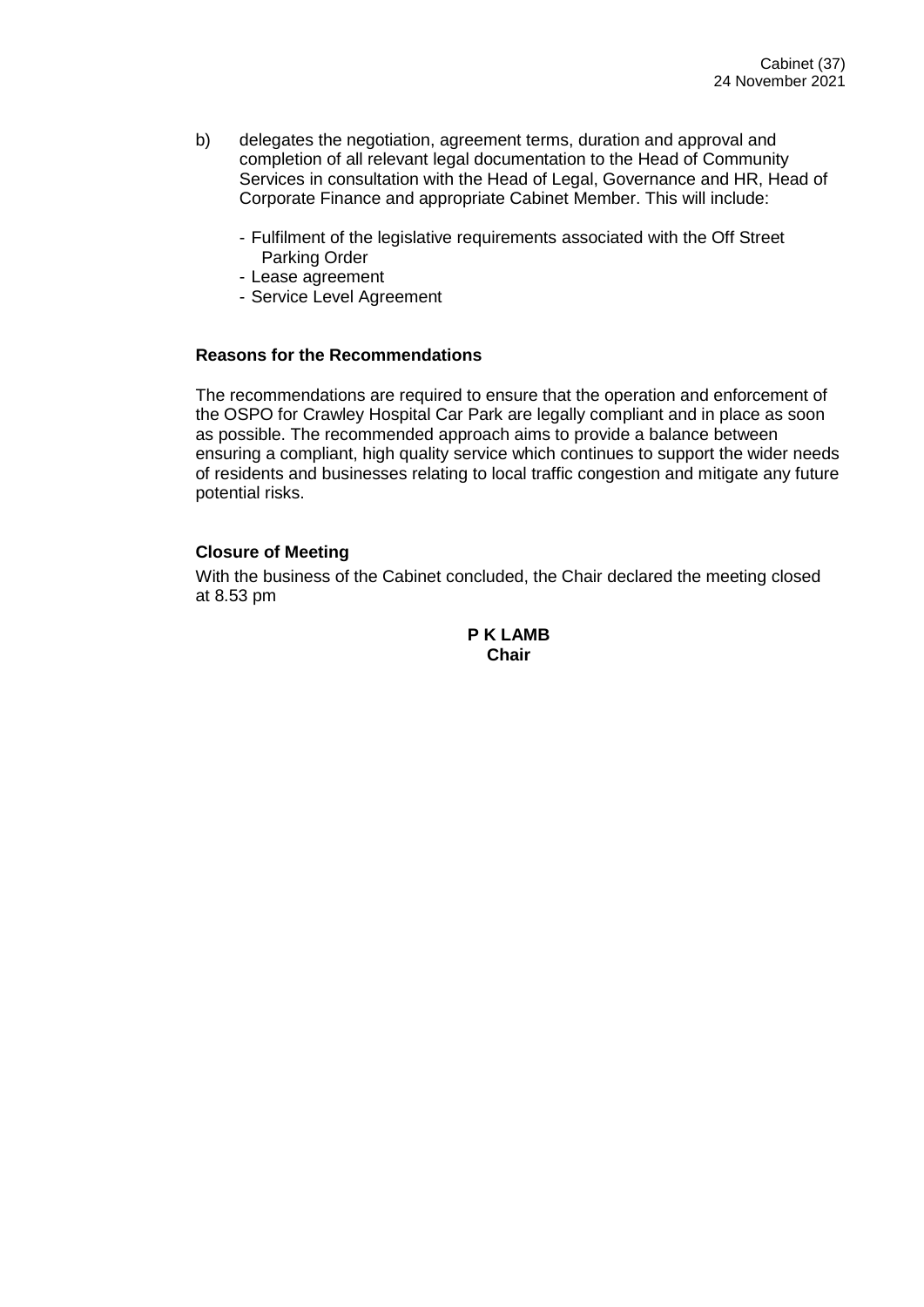b) delegates the negotiation, agreement terms, duration and approval and completion of all relevant legal documentation to the Head of Community Services in consultation with the Head of Legal, Governance and HR, Head of Corporate Finance and appropriate Cabinet Member. This will include:

   - Fulfilment of the legislative requirements associated with the Off Street Parking Order
   - Lease agreement
   - Service Level Agreement

**Reasons for the Recommendations**

The recommendations are required to ensure that the operation and enforcement of the OSPO for Crawley Hospital Car Park are legally compliant and in place as soon as possible. The recommended approach aims to provide a balance between ensuring a compliant, high quality service which continues to support the wider needs of residents and businesses relating to local traffic congestion and mitigate any future potential risks.

**Closure of Meeting**

With the business of the Cabinet concluded, the Chair declared the meeting closed at 8.53 pm

**P K LAMB**
**Chair**